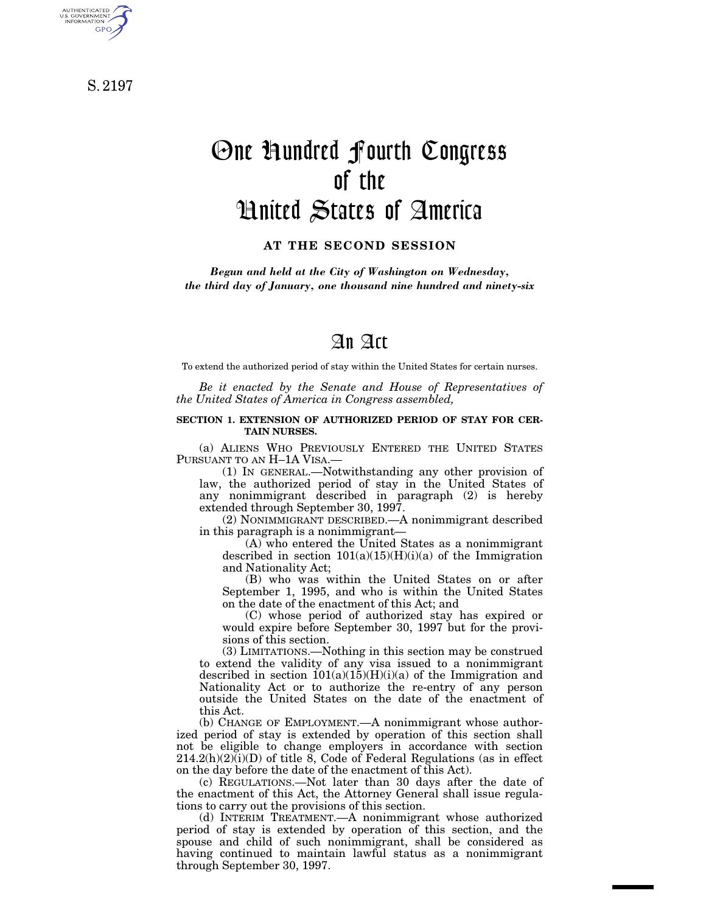S. 2197

# One Hundred Fourth Congress of the United States of America

**AT THE SECOND SESSION**

*Begun and held at the City of Washington on Wednesday, the third day of January, one thousand nine hundred and ninety-six*

# An Act

To extend the authorized period of stay within the United States for certain nurses.

*Be it enacted by the Senate and House of Representatives of the United States of America in Congress assembled,*

**SECTION 1. EXTENSION OF AUTHORIZED PERIOD OF STAY FOR CERTAIN NURSES.**

(a) ALIENS WHO PREVIOUSLY ENTERED THE UNITED STATES PURSUANT TO AN H–1A VISA.—

(1) IN GENERAL.—Notwithstanding any other provision of law, the authorized period of stay in the United States of any nonimmigrant described in paragraph (2) is hereby extended through September 30, 1997.

(2) NONIMMIGRANT DESCRIBED.—A nonimmigrant described in this paragraph is a nonimmigrant—

(A) who entered the United States as a nonimmigrant described in section 101(a)(15)(H)(i)(a) of the Immigration and Nationality Act;

(B) who was within the United States on or after September 1, 1995, and who is within the United States on the date of the enactment of this Act; and

(C) whose period of authorized stay has expired or would expire before September 30, 1997 but for the provisions of this section.

(3) LIMITATIONS.—Nothing in this section may be construed to extend the validity of any visa issued to a nonimmigrant described in section 101(a)(15)(H)(i)(a) of the Immigration and Nationality Act or to authorize the re-entry of any person outside the United States on the date of the enactment of this Act.

(b) CHANGE OF EMPLOYMENT.—A nonimmigrant whose authorized period of stay is extended by operation of this section shall not be eligible to change employers in accordance with section 214.2(h)(2)(i)(D) of title 8, Code of Federal Regulations (as in effect on the day before the date of the enactment of this Act).

(c) REGULATIONS.—Not later than 30 days after the date of the enactment of this Act, the Attorney General shall issue regulations to carry out the provisions of this section.

(d) INTERIM TREATMENT.—A nonimmigrant whose authorized period of stay is extended by operation of this section, and the spouse and child of such nonimmigrant, shall be considered as having continued to maintain lawful status as a nonimmigrant through September 30, 1997.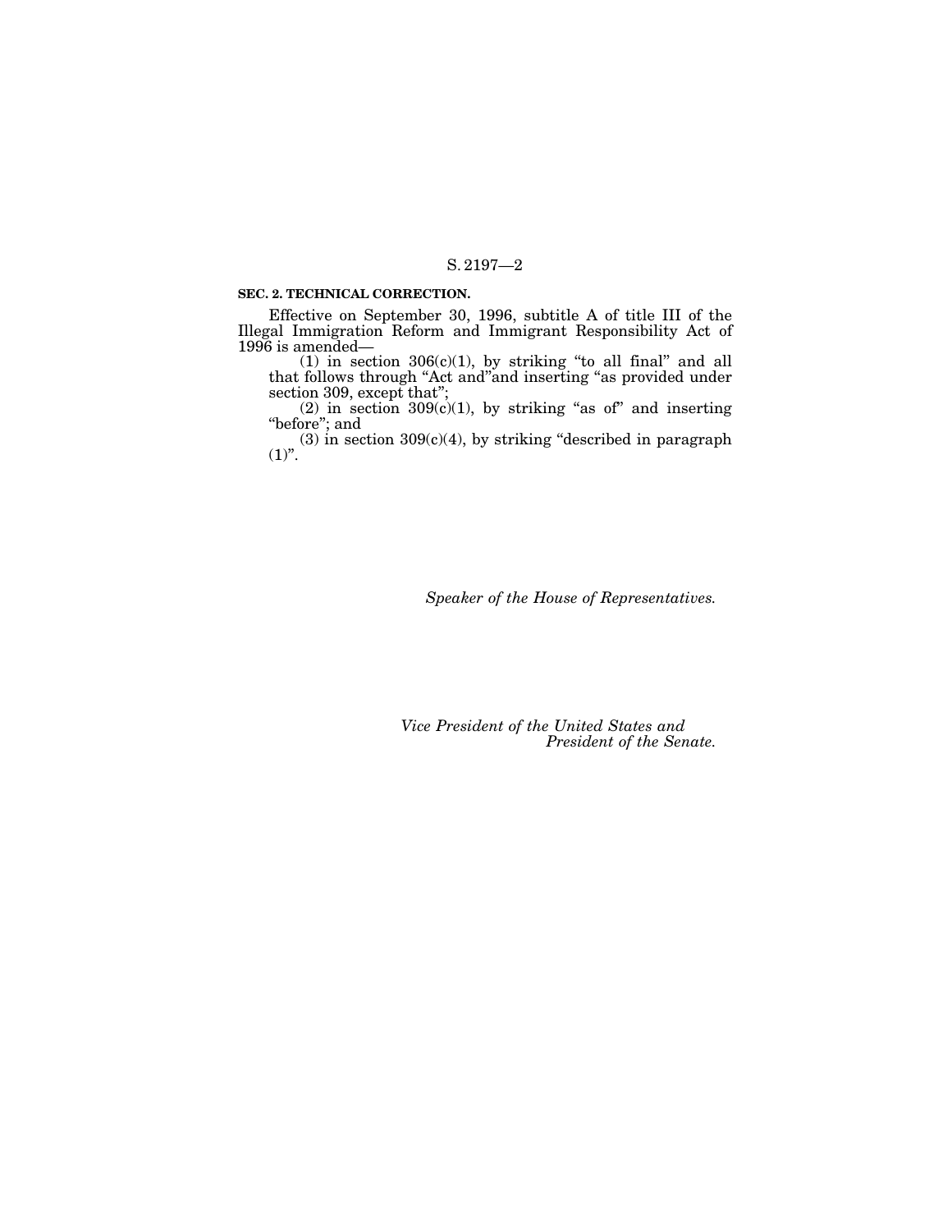**SEC. 2. TECHNICAL CORRECTION.**

Effective on September 30, 1996, subtitle A of title III of the Illegal Immigration Reform and Immigrant Responsibility Act of 1996 is amended—

(1) in section 306(c)(1), by striking "to all final" and all that follows through "Act and"and inserting "as provided under section 309, except that";

(2) in section 309(c)(1), by striking "as of" and inserting "before"; and

(3) in section 309(c)(4), by striking "described in paragraph (1)".

*Speaker of the House of Representatives.*

*Vice President of the United States and President of the Senate.*